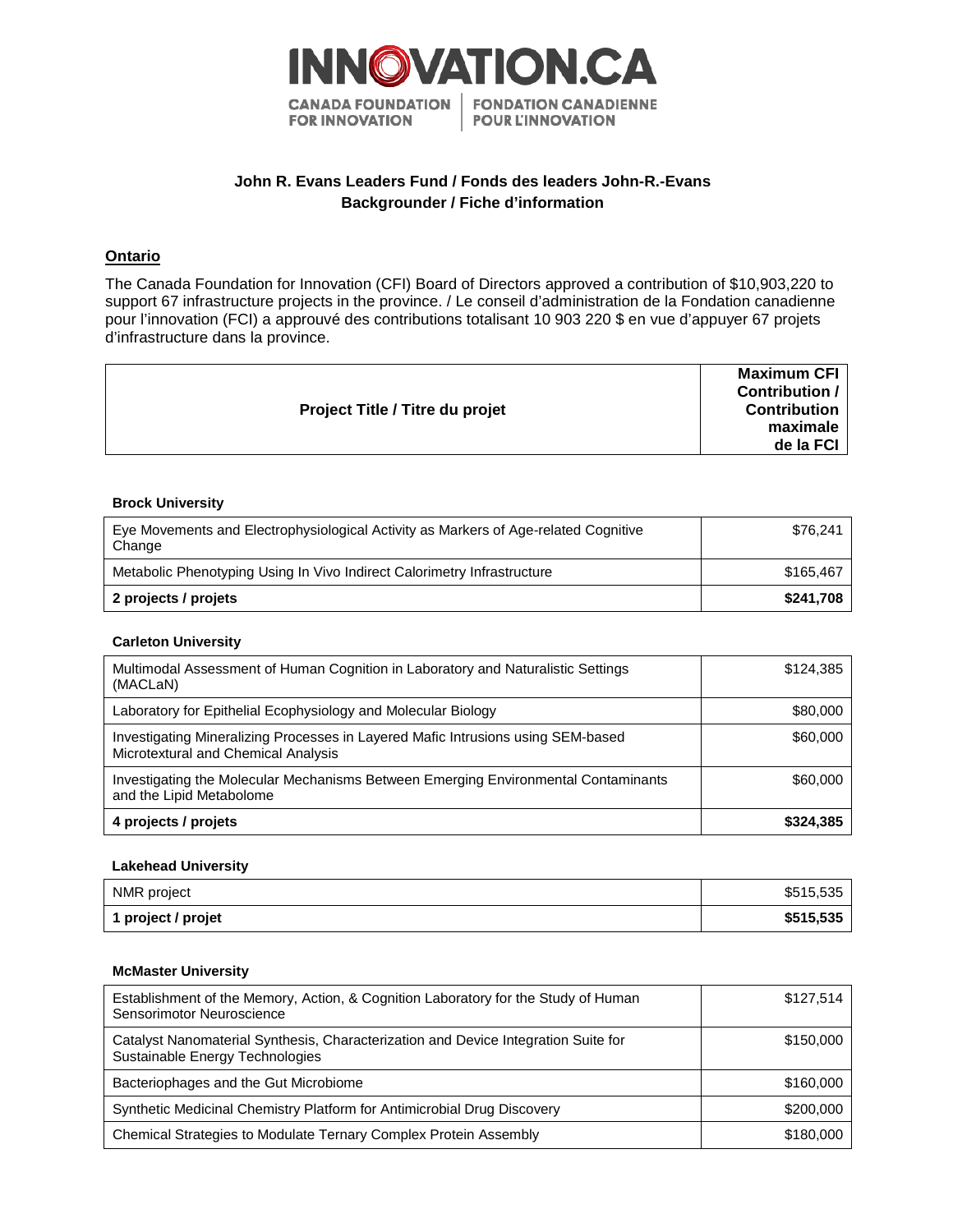INNOVATION.CA

CANADA FOUNDATION FOR INNOVATION | FONDATION CANADIENNE POUR L'INNOVATION

## John R. Evans Leaders Fund / Fonds des leaders John-R.-Evans
## Backgrounder / Fiche d'information

### Ontario

The Canada Foundation for Innovation (CFI) Board of Directors approved a contribution of $10,903,220 to support 67 infrastructure projects in the province. / Le conseil d'administration de la Fondation canadienne pour l'innovation (FCI) a approuvé des contributions totalisant 10 903 220 $ en vue d'appuyer 67 projets d'infrastructure dans la province.

| Project Title / Titre du projet | Maximum CFI Contribution / Contribution maximale de la FCI |
|---|---|

**Brock University**

| | |
|---|---:|
| Eye Movements and Electrophysiological Activity as Markers of Age-related Cognitive Change | $76,241 |
| Metabolic Phenotyping Using In Vivo Indirect Calorimetry Infrastructure | $165,467 |
| **2 projects / projets** | **$241,708** |

**Carleton University**

| | |
|---|---:|
| Multimodal Assessment of Human Cognition in Laboratory and Naturalistic Settings (MACLaN) | $124,385 |
| Laboratory for Epithelial Ecophysiology and Molecular Biology | $80,000 |
| Investigating Mineralizing Processes in Layered Mafic Intrusions using SEM-based Microtextural and Chemical Analysis | $60,000 |
| Investigating the Molecular Mechanisms Between Emerging Environmental Contaminants and the Lipid Metabolome | $60,000 |
| **4 projects / projets** | **$324,385** |

**Lakehead University**

| | |
|---|---:|
| NMR project | $515,535 |
| **1 project / projet** | **$515,535** |

**McMaster University**

| | |
|---|---:|
| Establishment of the Memory, Action, & Cognition Laboratory for the Study of Human Sensorimotor Neuroscience | $127,514 |
| Catalyst Nanomaterial Synthesis, Characterization and Device Integration Suite for Sustainable Energy Technologies | $150,000 |
| Bacteriophages and the Gut Microbiome | $160,000 |
| Synthetic Medicinal Chemistry Platform for Antimicrobial Drug Discovery | $200,000 |
| Chemical Strategies to Modulate Ternary Complex Protein Assembly | $180,000 |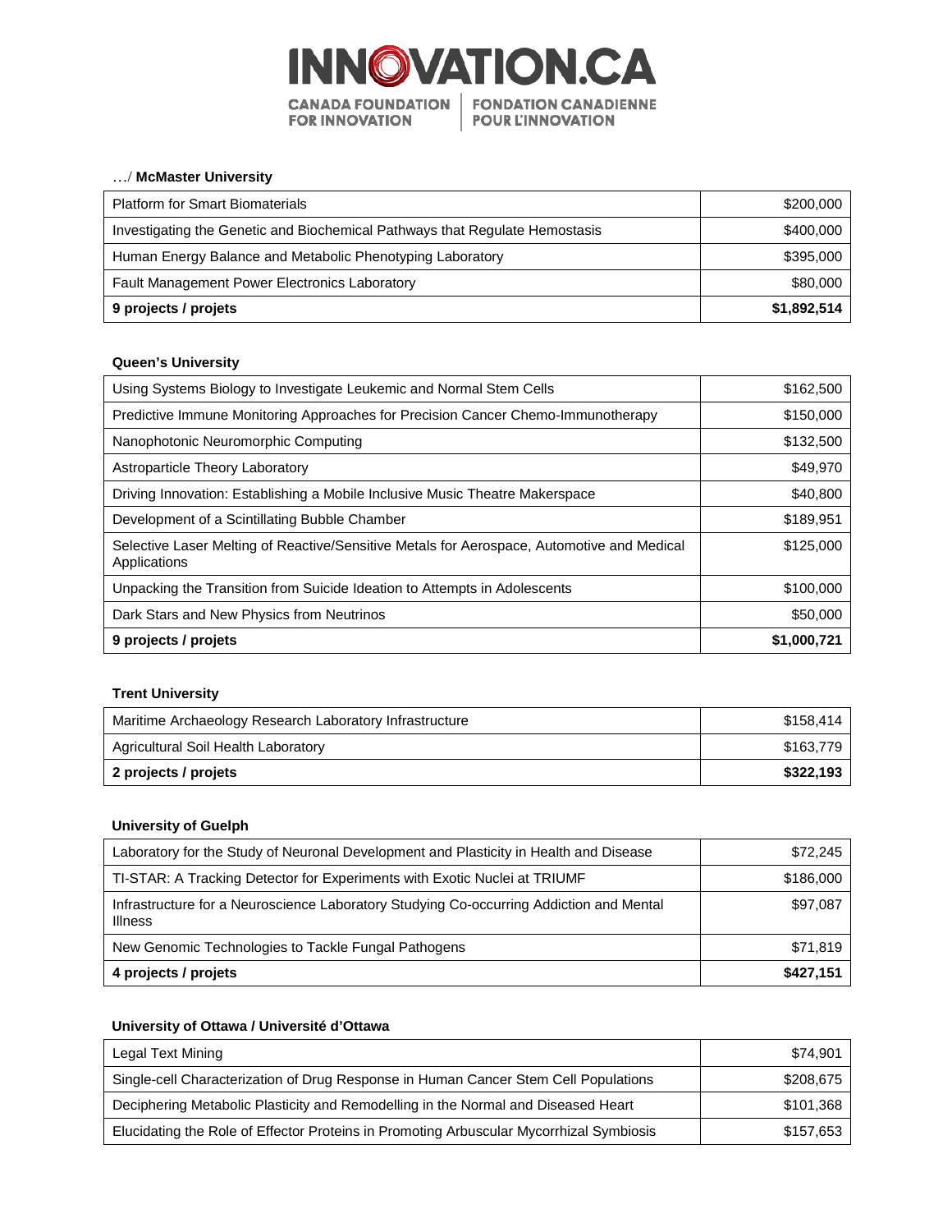…/ **McMaster University**

| | |
|---|---:|
| Platform for Smart Biomaterials | $200,000 |
| Investigating the Genetic and Biochemical Pathways that Regulate Hemostasis | $400,000 |
| Human Energy Balance and Metabolic Phenotyping Laboratory | $395,000 |
| Fault Management Power Electronics Laboratory | $80,000 |
| **9 projects / projets** | **$1,892,514** |

**Queen's University**

| | |
|---|---:|
| Using Systems Biology to Investigate Leukemic and Normal Stem Cells | $162,500 |
| Predictive Immune Monitoring Approaches for Precision Cancer Chemo-Immunotherapy | $150,000 |
| Nanophotonic Neuromorphic Computing | $132,500 |
| Astroparticle Theory Laboratory | $49,970 |
| Driving Innovation: Establishing a Mobile Inclusive Music Theatre Makerspace | $40,800 |
| Development of a Scintillating Bubble Chamber | $189,951 |
| Selective Laser Melting of Reactive/Sensitive Metals for Aerospace, Automotive and Medical Applications | $125,000 |
| Unpacking the Transition from Suicide Ideation to Attempts in Adolescents | $100,000 |
| Dark Stars and New Physics from Neutrinos | $50,000 |
| **9 projects / projets** | **$1,000,721** |

**Trent University**

| | |
|---|---:|
| Maritime Archaeology Research Laboratory Infrastructure | $158,414 |
| Agricultural Soil Health Laboratory | $163,779 |
| **2 projects / projets** | **$322,193** |

**University of Guelph**

| | |
|---|---:|
| Laboratory for the Study of Neuronal Development and Plasticity in Health and Disease | $72,245 |
| TI-STAR: A Tracking Detector for Experiments with Exotic Nuclei at TRIUMF | $186,000 |
| Infrastructure for a Neuroscience Laboratory Studying Co-occurring Addiction and Mental Illness | $97,087 |
| New Genomic Technologies to Tackle Fungal Pathogens | $71,819 |
| **4 projects / projets** | **$427,151** |

**University of Ottawa / Université d'Ottawa**

| | |
|---|---:|
| Legal Text Mining | $74,901 |
| Single-cell Characterization of Drug Response in Human Cancer Stem Cell Populations | $208,675 |
| Deciphering Metabolic Plasticity and Remodelling in the Normal and Diseased Heart | $101,368 |
| Elucidating the Role of Effector Proteins in Promoting Arbuscular Mycorrhizal Symbiosis | $157,653 |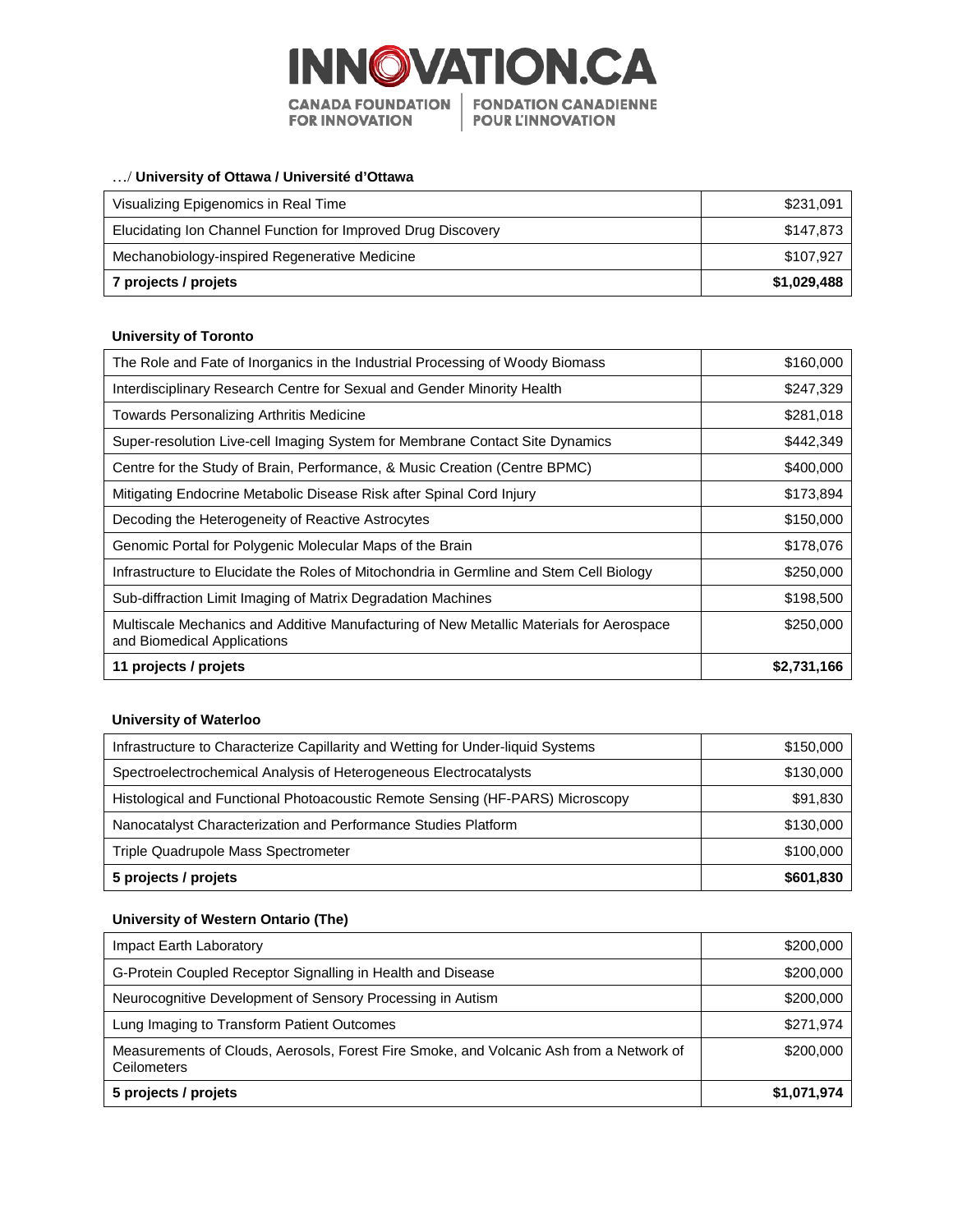…/ **University of Ottawa / Université d'Ottawa**

| | |
|---|---|
| Visualizing Epigenomics in Real Time | $231,091 |
| Elucidating Ion Channel Function for Improved Drug Discovery | $147,873 |
| Mechanobiology-inspired Regenerative Medicine | $107,927 |
| **7 projects / projets** | **$1,029,488** |

**University of Toronto**

| | |
|---|---|
| The Role and Fate of Inorganics in the Industrial Processing of Woody Biomass | $160,000 |
| Interdisciplinary Research Centre for Sexual and Gender Minority Health | $247,329 |
| Towards Personalizing Arthritis Medicine | $281,018 |
| Super-resolution Live-cell Imaging System for Membrane Contact Site Dynamics | $442,349 |
| Centre for the Study of Brain, Performance, & Music Creation (Centre BPMC) | $400,000 |
| Mitigating Endocrine Metabolic Disease Risk after Spinal Cord Injury | $173,894 |
| Decoding the Heterogeneity of Reactive Astrocytes | $150,000 |
| Genomic Portal for Polygenic Molecular Maps of the Brain | $178,076 |
| Infrastructure to Elucidate the Roles of Mitochondria in Germline and Stem Cell Biology | $250,000 |
| Sub-diffraction Limit Imaging of Matrix Degradation Machines | $198,500 |
| Multiscale Mechanics and Additive Manufacturing of New Metallic Materials for Aerospace and Biomedical Applications | $250,000 |
| **11 projects / projets** | **$2,731,166** |

**University of Waterloo**

| | |
|---|---|
| Infrastructure to Characterize Capillarity and Wetting for Under-liquid Systems | $150,000 |
| Spectroelectrochemical Analysis of Heterogeneous Electrocatalysts | $130,000 |
| Histological and Functional Photoacoustic Remote Sensing (HF-PARS) Microscopy | $91,830 |
| Nanocatalyst Characterization and Performance Studies Platform | $130,000 |
| Triple Quadrupole Mass Spectrometer | $100,000 |
| **5 projects / projets** | **$601,830** |

**University of Western Ontario (The)**

| | |
|---|---|
| Impact Earth Laboratory | $200,000 |
| G-Protein Coupled Receptor Signalling in Health and Disease | $200,000 |
| Neurocognitive Development of Sensory Processing in Autism | $200,000 |
| Lung Imaging to Transform Patient Outcomes | $271,974 |
| Measurements of Clouds, Aerosols, Forest Fire Smoke, and Volcanic Ash from a Network of Ceilometers | $200,000 |
| **5 projects / projets** | **$1,071,974** |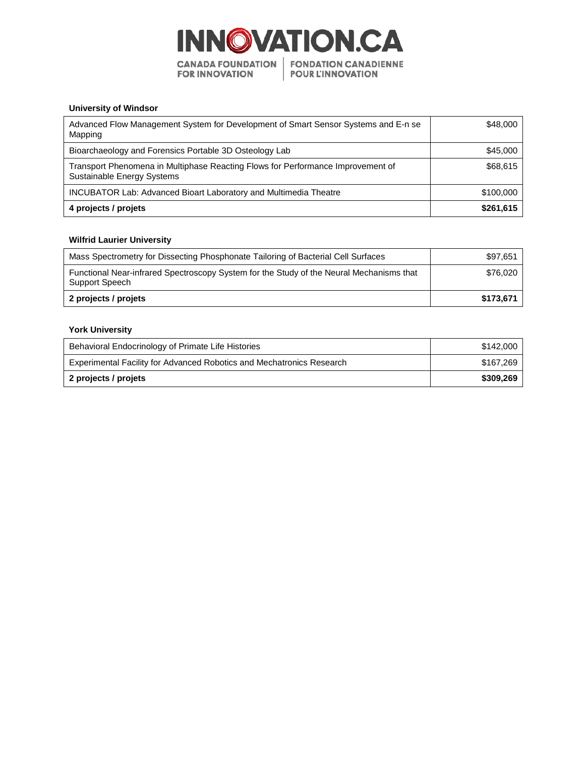### University of Windsor

| | |
|---|---|
| Advanced Flow Management System for Development of Smart Sensor Systems and E-n se Mapping | $48,000 |
| Bioarchaeology and Forensics Portable 3D Osteology Lab | $45,000 |
| Transport Phenomena in Multiphase Reacting Flows for Performance Improvement of Sustainable Energy Systems | $68,615 |
| INCUBATOR Lab: Advanced Bioart Laboratory and Multimedia Theatre | $100,000 |
| **4 projects / projets** | **$261,615** |

### Wilfrid Laurier University

| | |
|---|---|
| Mass Spectrometry for Dissecting Phosphonate Tailoring of Bacterial Cell Surfaces | $97,651 |
| Functional Near-infrared Spectroscopy System for the Study of the Neural Mechanisms that Support Speech | $76,020 |
| **2 projects / projets** | **$173,671** |

### York University

| | |
|---|---|
| Behavioral Endocrinology of Primate Life Histories | $142,000 |
| Experimental Facility for Advanced Robotics and Mechatronics Research | $167,269 |
| **2 projects / projets** | **$309,269** |